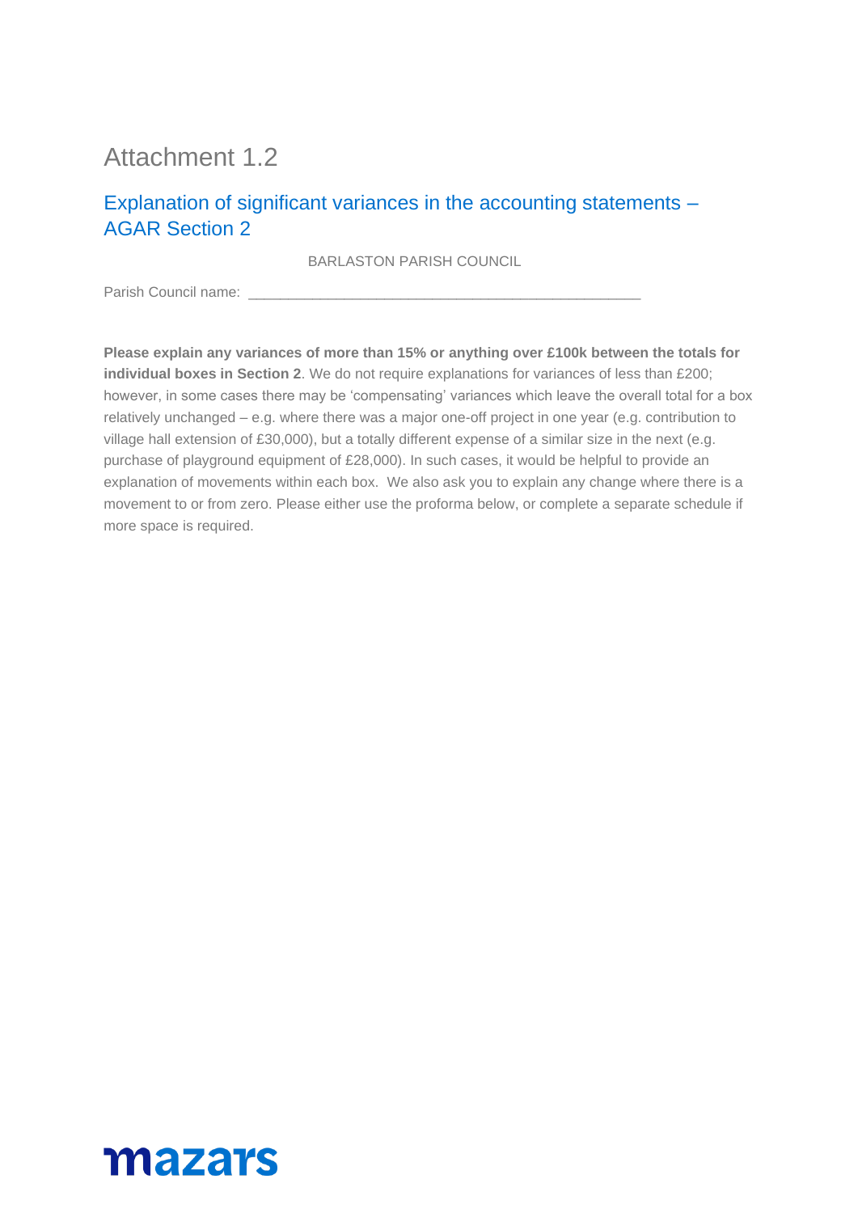# Attachment 1.2

## Explanation of significant variances in the accounting statements – AGAR Section 2

BARLASTON PARISH COUNCIL

Parish Council name: ______________________________________________

**Please explain any variances of more than 15% or anything over £100k between the totals for individual boxes in Section 2**. We do not require explanations for variances of less than £200; however, in some cases there may be 'compensating' variances which leave the overall total for a box relatively unchanged – e.g. where there was a major one-off project in one year (e.g. contribution to village hall extension of £30,000), but a totally different expense of a similar size in the next (e.g. purchase of playground equipment of £28,000). In such cases, it would be helpful to provide an explanation of movements within each box. We also ask you to explain any change where there is a movement to or from zero. Please either use the proforma below, or complete a separate schedule if more space is required.

mazars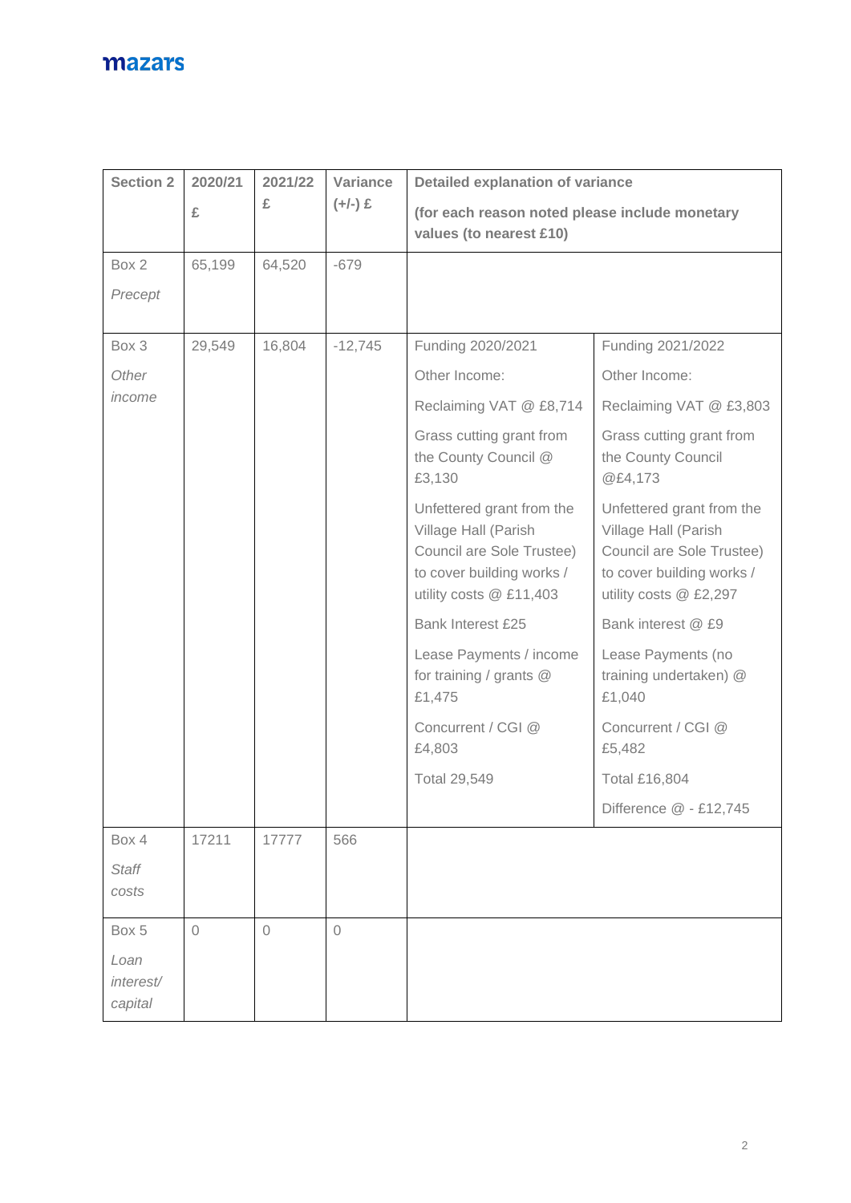mazars

| Section 2 | 2020/21 £ | 2021/22 £ | Variance (+/-) £ | Detailed explanation of variance (for each reason noted please include monetary values (to nearest £10)) | |
|---|---|---|---|---|---|
| Box 2 *Precept* | 65,199 | 64,520 | -679 | | |
| Box 3 *Other income* | 29,549 | 16,804 | -12,745 | Funding 2020/2021<br>Other Income:<br>Reclaiming VAT @ £8,714<br>Grass cutting grant from the County Council @ £3,130<br>Unfettered grant from the Village Hall (Parish Council are Sole Trustee) to cover building works / utility costs @ £11,403<br>Bank Interest £25<br>Lease Payments / income for training / grants @ £1,475<br>Concurrent / CGI @ £4,803<br>Total 29,549 | Funding 2021/2022<br>Other Income:<br>Reclaiming VAT @ £3,803<br>Grass cutting grant from the County Council @£4,173<br>Unfettered grant from the Village Hall (Parish Council are Sole Trustee) to cover building works / utility costs @ £2,297<br>Bank interest @ £9<br>Lease Payments (no training undertaken) @ £1,040<br>Concurrent / CGI @ £5,482<br>Total £16,804<br>Difference @ - £12,745 |
| Box 4 *Staff costs* | 17211 | 17777 | 566 | | |
| Box 5 *Loan interest/ capital* | 0 | 0 | 0 | | |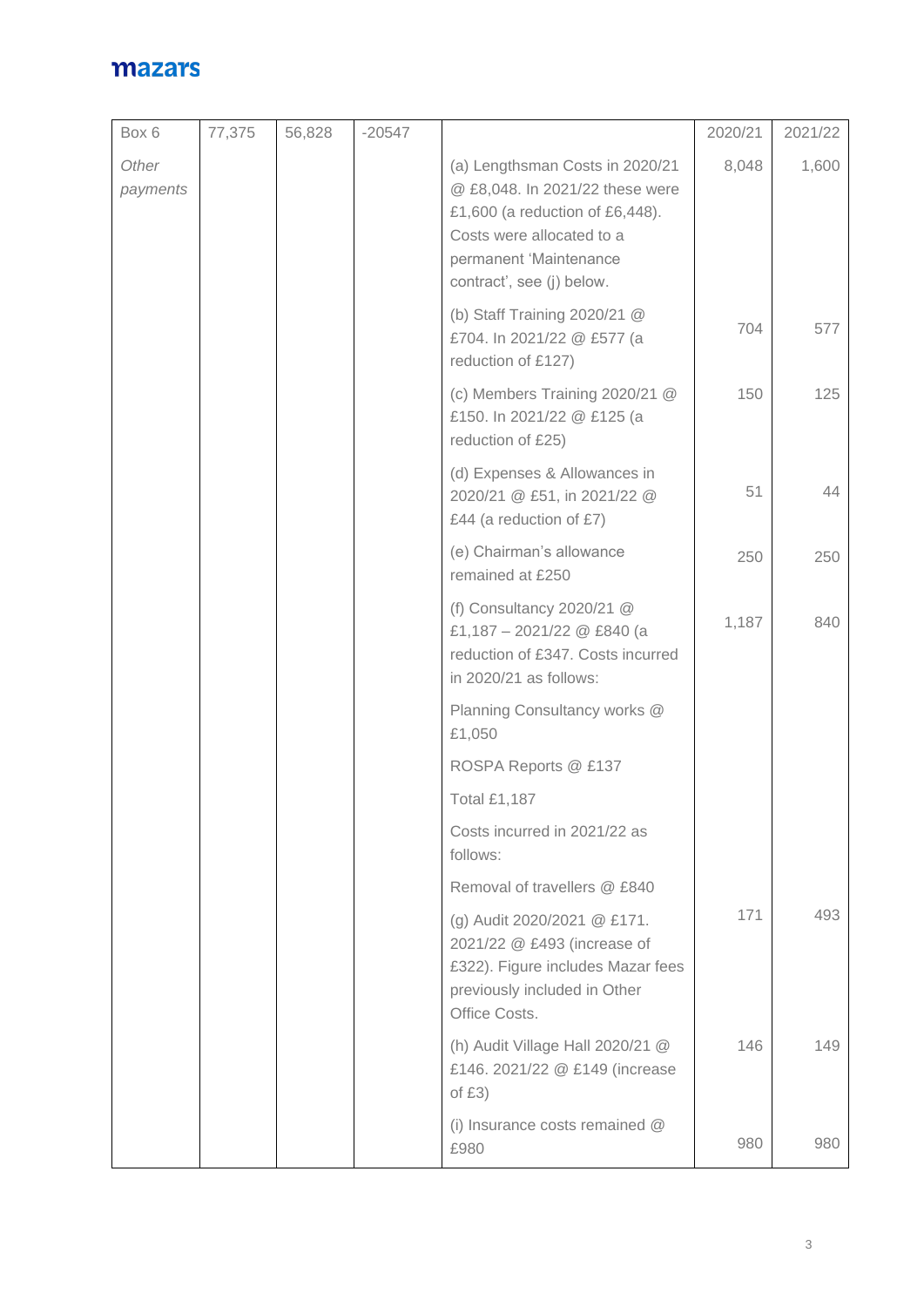| Box 6 | 77,375 | 56,828 | -20547 | | 2020/21 | 2021/22 |
|---|---|---|---|---|---|---|
| *Other payments* | | | | (a) Lengthsman Costs in 2020/21 @ £8,048. In 2021/22 these were £1,600 (a reduction of £6,448). Costs were allocated to a permanent 'Maintenance contract', see (j) below. | 8,048 | 1,600 |
| | | | | (b) Staff Training 2020/21 @ £704. In 2021/22 @ £577 (a reduction of £127) | 704 | 577 |
| | | | | (c) Members Training 2020/21 @ £150. In 2021/22 @ £125 (a reduction of £25) | 150 | 125 |
| | | | | (d) Expenses & Allowances in 2020/21 @ £51, in 2021/22 @ £44 (a reduction of £7) | 51 | 44 |
| | | | | (e) Chairman's allowance remained at £250 | 250 | 250 |
| | | | | (f) Consultancy 2020/21 @ £1,187 – 2021/22 @ £840 (a reduction of £347. Costs incurred in 2020/21 as follows: | 1,187 | 840 |
| | | | | Planning Consultancy works @ £1,050 | | |
| | | | | ROSPA Reports @ £137 | | |
| | | | | Total £1,187 | | |
| | | | | Costs incurred in 2021/22 as follows: | | |
| | | | | Removal of travellers @ £840 | | |
| | | | | (g) Audit 2020/2021 @ £171. 2021/22 @ £493 (increase of £322). Figure includes Mazar fees previously included in Other Office Costs. | 171 | 493 |
| | | | | (h) Audit Village Hall 2020/21 @ £146. 2021/22 @ £149 (increase of £3) | 146 | 149 |
| | | | | (i) Insurance costs remained @ £980 | 980 | 980 |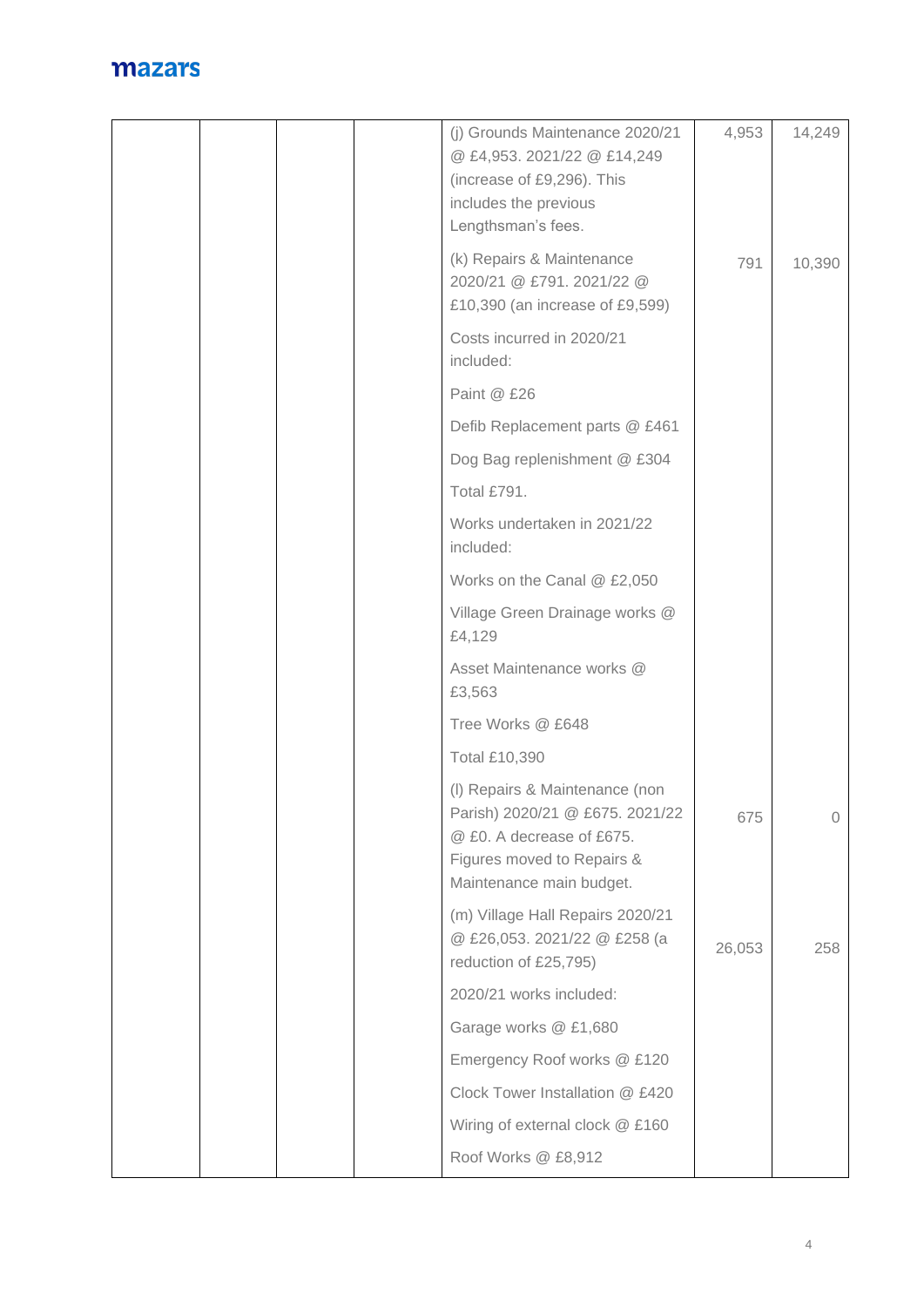| | | | | | | |
|---|---|---|---|---|---|---|
| | | | | (j) Grounds Maintenance 2020/21 @ £4,953. 2021/22 @ £14,249 (increase of £9,296). This includes the previous Lengthsman's fees. | 4,953 | 14,249 |
| | | | | (k) Repairs & Maintenance 2020/21 @ £791. 2021/22 @ £10,390 (an increase of £9,599)<br><br>Costs incurred in 2020/21 included:<br><br>Paint @ £26<br><br>Defib Replacement parts @ £461<br><br>Dog Bag replenishment @ £304<br><br>Total £791.<br><br>Works undertaken in 2021/22 included:<br><br>Works on the Canal @ £2,050<br><br>Village Green Drainage works @ £4,129<br><br>Asset Maintenance works @ £3,563<br><br>Tree Works @ £648<br><br>Total £10,390 | 791 | 10,390 |
| | | | | (l) Repairs & Maintenance (non Parish) 2020/21 @ £675. 2021/22 @ £0. A decrease of £675. Figures moved to Repairs & Maintenance main budget. | 675 | 0 |
| | | | | (m) Village Hall Repairs 2020/21 @ £26,053. 2021/22 @ £258 (a reduction of £25,795)<br><br>2020/21 works included:<br><br>Garage works @ £1,680<br><br>Emergency Roof works @ £120<br><br>Clock Tower Installation @ £420<br><br>Wiring of external clock @ £160<br><br>Roof Works @ £8,912 | 26,053 | 258 |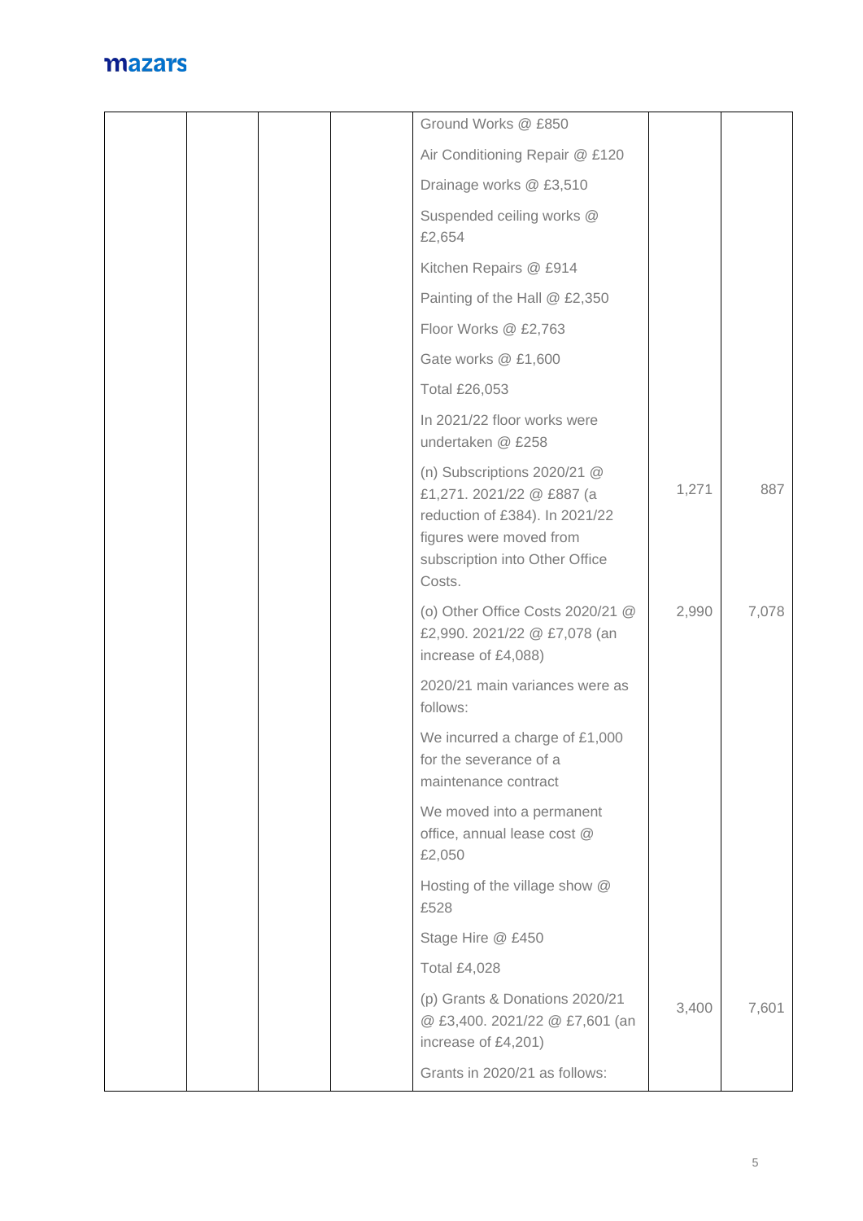| | | | | | | |
|---|---|---|---|---|---|---|
| | | | | Ground Works @ £850 | | |
| | | | | Air Conditioning Repair @ £120 | | |
| | | | | Drainage works @ £3,510 | | |
| | | | | Suspended ceiling works @ £2,654 | | |
| | | | | Kitchen Repairs @ £914 | | |
| | | | | Painting of the Hall @ £2,350 | | |
| | | | | Floor Works @ £2,763 | | |
| | | | | Gate works @ £1,600 | | |
| | | | | Total £26,053 | | |
| | | | | In 2021/22 floor works were undertaken @ £258 | | |
| | | | | (n) Subscriptions 2020/21 @ £1,271. 2021/22 @ £887 (a reduction of £384). In 2021/22 figures were moved from subscription into Other Office Costs. | 1,271 | 887 |
| | | | | (o) Other Office Costs 2020/21 @ £2,990. 2021/22 @ £7,078 (an increase of £4,088) | 2,990 | 7,078 |
| | | | | 2020/21 main variances were as follows: | | |
| | | | | We incurred a charge of £1,000 for the severance of a maintenance contract | | |
| | | | | We moved into a permanent office, annual lease cost @ £2,050 | | |
| | | | | Hosting of the village show @ £528 | | |
| | | | | Stage Hire @ £450 | | |
| | | | | Total £4,028 | | |
| | | | | (p) Grants & Donations 2020/21 @ £3,400. 2021/22 @ £7,601 (an increase of £4,201) | 3,400 | 7,601 |
| | | | | Grants in 2020/21 as follows: | | |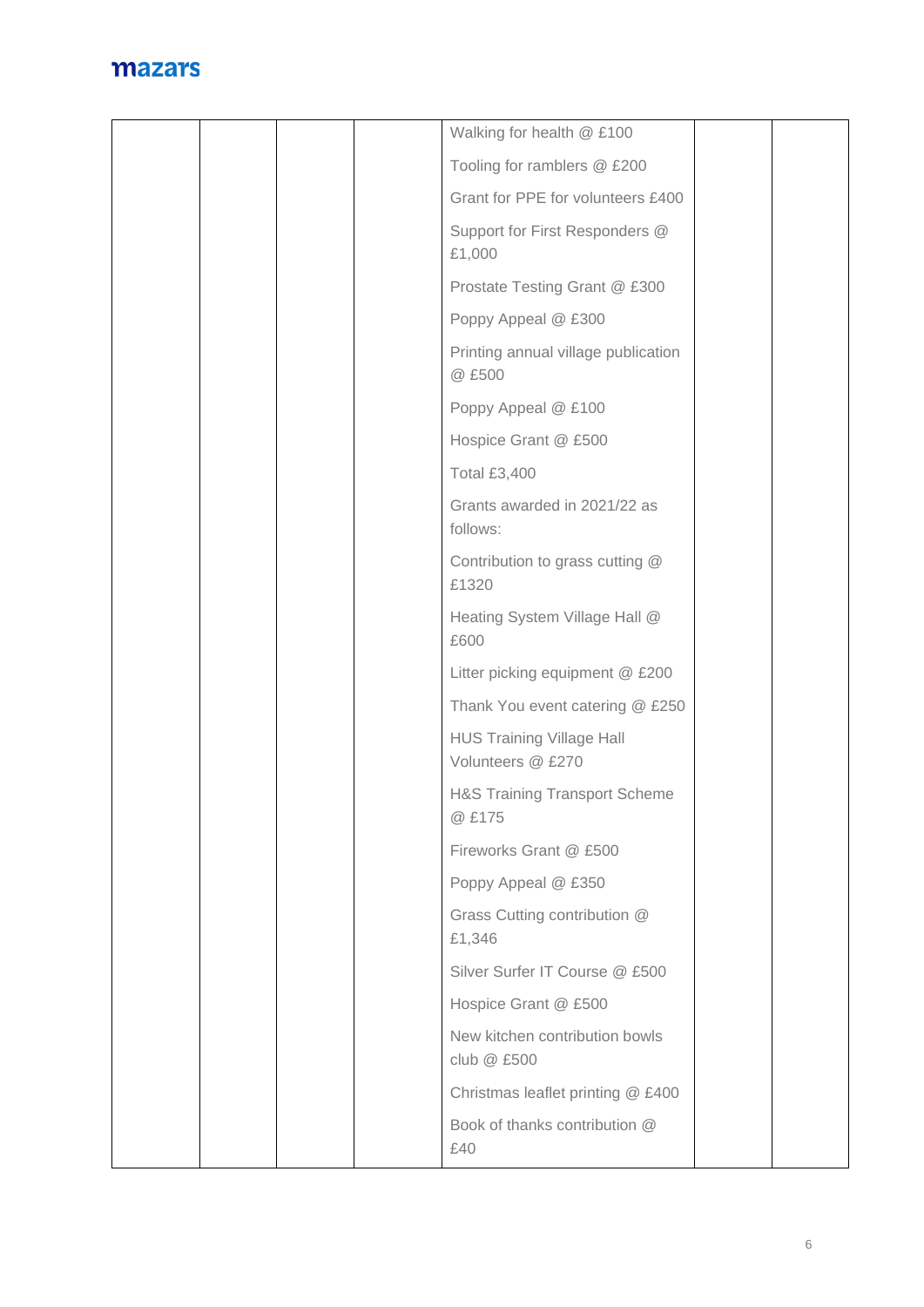| | | | | | | |
|---|---|---|---|---|---|---|
| | | | | Walking for health @ £100<br><br>Tooling for ramblers @ £200<br><br>Grant for PPE for volunteers £400<br><br>Support for First Responders @ £1,000<br><br>Prostate Testing Grant @ £300<br><br>Poppy Appeal @ £300<br><br>Printing annual village publication @ £500<br><br>Poppy Appeal @ £100<br><br>Hospice Grant @ £500<br><br>Total £3,400<br><br>Grants awarded in 2021/22 as follows:<br><br>Contribution to grass cutting @ £1320<br><br>Heating System Village Hall @ £600<br><br>Litter picking equipment @ £200<br><br>Thank You event catering @ £250<br><br>HUS Training Village Hall Volunteers @ £270<br><br>H&S Training Transport Scheme @ £175<br><br>Fireworks Grant @ £500<br><br>Poppy Appeal @ £350<br><br>Grass Cutting contribution @ £1,346<br><br>Silver Surfer IT Course @ £500<br><br>Hospice Grant @ £500<br><br>New kitchen contribution bowls club @ £500<br><br>Christmas leaflet printing @ £400<br><br>Book of thanks contribution @ £40 | | |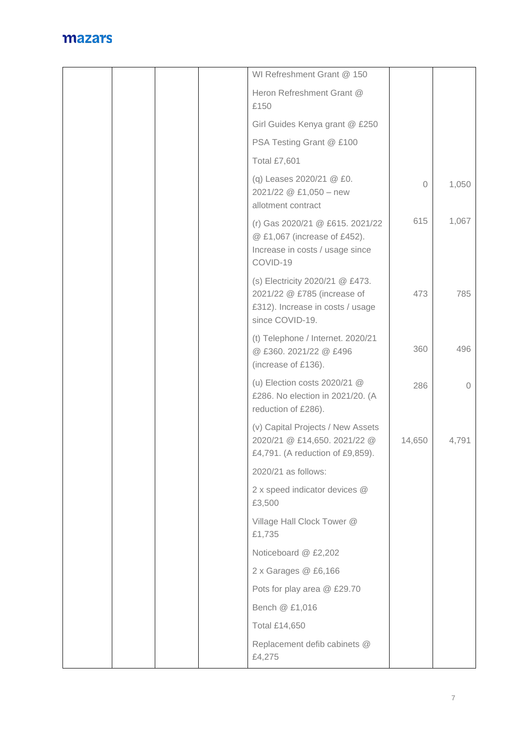| | | | | | | |
|---|---|---|---|---|---|---|
| | | | | WI Refreshment Grant @ 150<br><br>Heron Refreshment Grant @ £150<br><br>Girl Guides Kenya grant @ £250<br><br>PSA Testing Grant @ £100<br><br>Total £7,601 | | |
| | | | | (q) Leases 2020/21 @ £0. 2021/22 @ £1,050 – new allotment contract | 0 | 1,050 |
| | | | | (r) Gas 2020/21 @ £615. 2021/22 @ £1,067 (increase of £452). Increase in costs / usage since COVID-19 | 615 | 1,067 |
| | | | | (s) Electricity 2020/21 @ £473. 2021/22 @ £785 (increase of £312). Increase in costs / usage since COVID-19. | 473 | 785 |
| | | | | (t) Telephone / Internet. 2020/21 @ £360. 2021/22 @ £496 (increase of £136). | 360 | 496 |
| | | | | (u) Election costs 2020/21 @ £286. No election in 2021/20. (A reduction of £286). | 286 | 0 |
| | | | | (v) Capital Projects / New Assets 2020/21 @ £14,650. 2021/22 @ £4,791. (A reduction of £9,859). | 14,650 | 4,791 |
| | | | | 2020/21 as follows:<br><br>2 x speed indicator devices @ £3,500<br><br>Village Hall Clock Tower @ £1,735<br><br>Noticeboard @ £2,202<br><br>2 x Garages @ £6,166<br><br>Pots for play area @ £29.70<br><br>Bench @ £1,016<br><br>Total £14,650<br><br>Replacement defib cabinets @ £4,275 | | |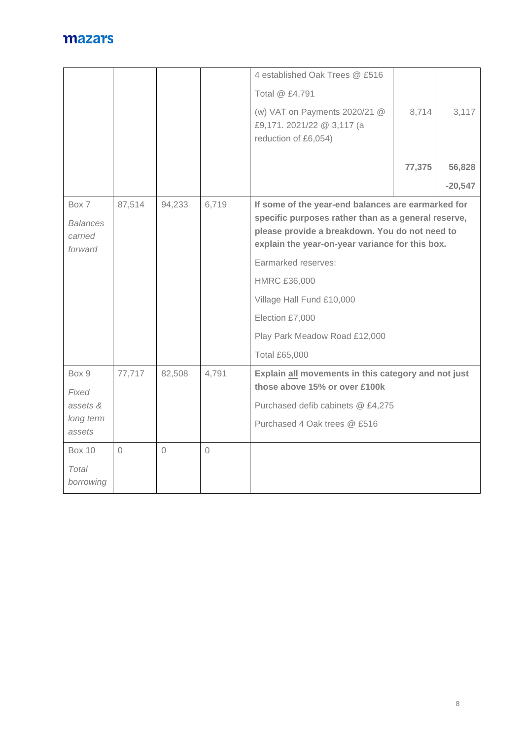| | | | | | | |
|---|---|---|---|---|---|---|
| | | | | 4 established Oak Trees @ £516<br><br>Total @ £4,791<br><br>(w) VAT on Payments 2020/21 @ £9,171. 2021/22 @ 3,117 (a reduction of £6,054) | <br><br><br><br>8,714<br><br><br><br>**77,375** | <br><br><br><br>3,117<br><br><br><br>**56,828**<br><br>**-20,547** |
| Box 7<br><br>*Balances carried forward* | 87,514 | 94,233 | 6,719 | **If some of the year-end balances are earmarked for specific purposes rather than as a general reserve, please provide a breakdown. You do not need to explain the year-on-year variance for this box.**<br><br>Earmarked reserves:<br><br>HMRC £36,000<br><br>Village Hall Fund £10,000<br><br>Election £7,000<br><br>Play Park Meadow Road £12,000<br><br>Total £65,000 | | |
| Box 9<br><br>*Fixed assets & long term assets* | 77,717 | 82,508 | 4,791 | **Explain <u>all</u> movements in this category and not just those above 15% or over £100k**<br><br>Purchased defib cabinets @ £4,275<br><br>Purchased 4 Oak trees @ £516 | | |
| Box 10<br><br>*Total borrowing* | 0 | 0 | 0 | | | |